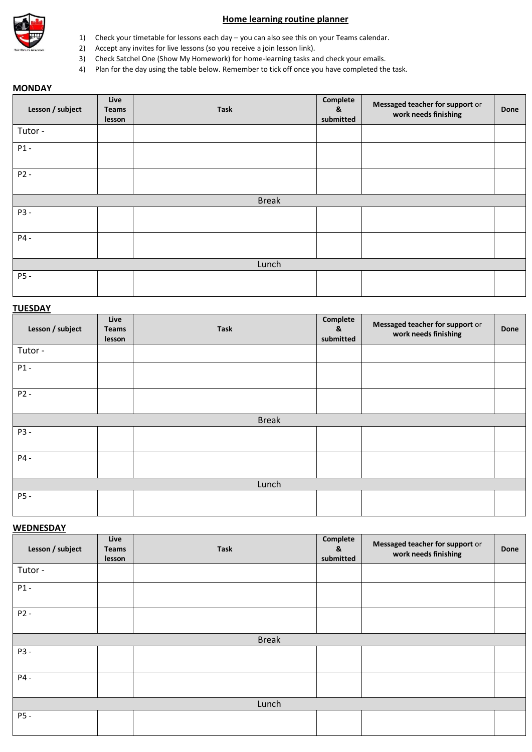# Home learning routine planner

1) Check your timetable for lessons each day – you can also see this on your Teams calendar.
2) Accept any invites for live lessons (so you receive a join lesson link).
3) Check Satchel One (Show My Homework) for home-learning tasks and check your emails.
4) Plan for the day using the table below. Remember to tick off once you have completed the task.

## MONDAY

| Lesson / subject | Live Teams lesson | Task | Complete & submitted | **Messaged teacher for support** or **work needs finishing** | Done |
|---|---|---|---|---|---|
| Tutor - | | | | | |
| P1 - | | | | | |
| P2 - | | | | | |
| Break | | | | | |
| P3 - | | | | | |
| P4 - | | | | | |
| Lunch | | | | | |
| P5 - | | | | | |

## TUESDAY

| Lesson / subject | Live Teams lesson | Task | Complete & submitted | **Messaged teacher for support** or **work needs finishing** | Done |
|---|---|---|---|---|---|
| Tutor - | | | | | |
| P1 - | | | | | |
| P2 - | | | | | |
| Break | | | | | |
| P3 - | | | | | |
| P4 - | | | | | |
| Lunch | | | | | |
| P5 - | | | | | |

## WEDNESDAY

| Lesson / subject | Live Teams lesson | Task | Complete & submitted | **Messaged teacher for support** or **work needs finishing** | Done |
|---|---|---|---|---|---|
| Tutor - | | | | | |
| P1 - | | | | | |
| P2 - | | | | | |
| Break | | | | | |
| P3 - | | | | | |
| P4 - | | | | | |
| Lunch | | | | | |
| P5 - | | | | | |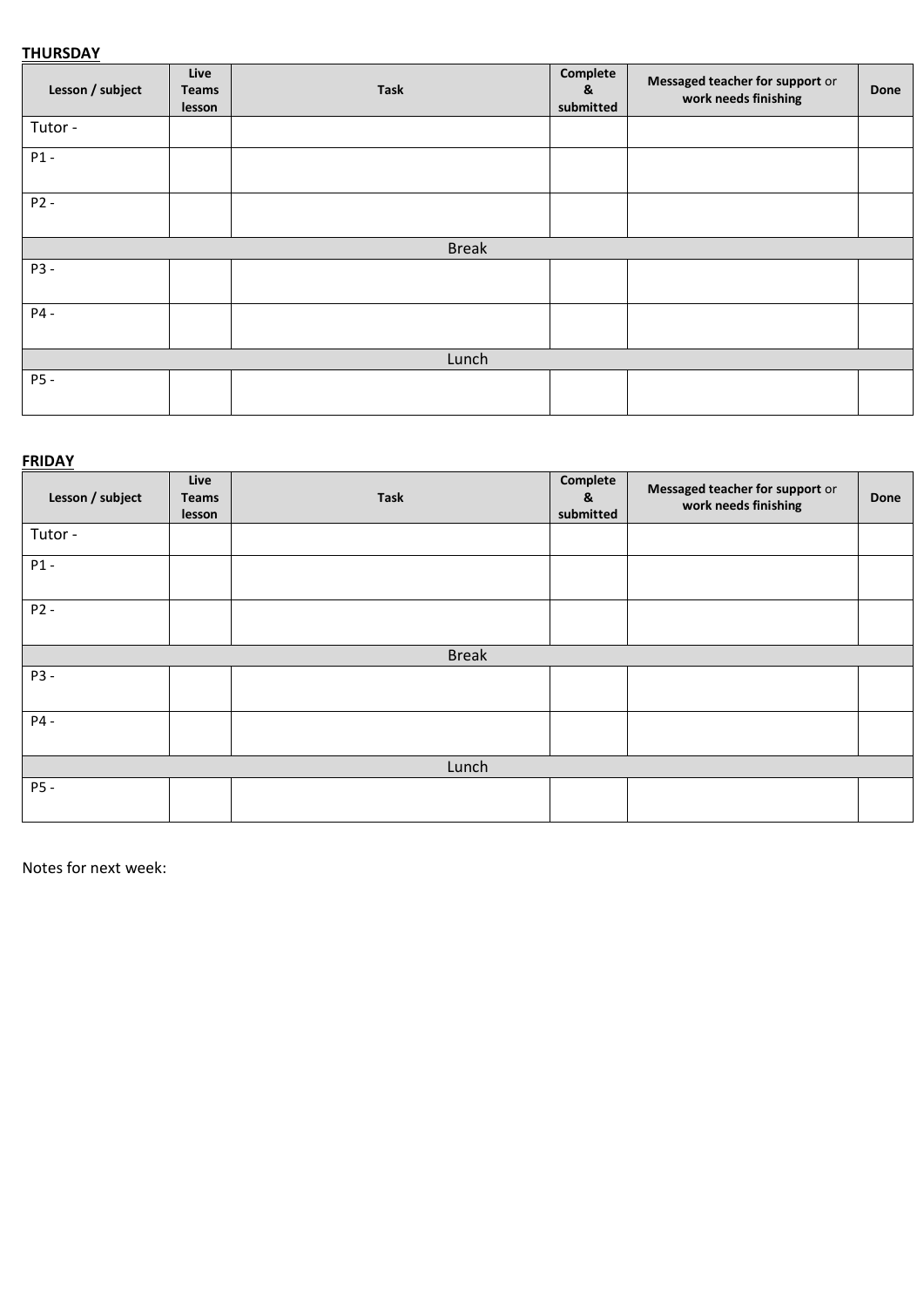**THURSDAY**

| Lesson / subject | Live Teams lesson | Task | Complete & submitted | Messaged teacher for support or work needs finishing | Done |
|---|---|---|---|---|---|
| Tutor - | | | | | |
| P1 - | | | | | |
| P2 - | | | | | |
| Break | | | | | |
| P3 - | | | | | |
| P4 - | | | | | |
| Lunch | | | | | |
| P5 - | | | | | |

**FRIDAY**

| Lesson / subject | Live Teams lesson | Task | Complete & submitted | Messaged teacher for support or work needs finishing | Done |
|---|---|---|---|---|---|
| Tutor - | | | | | |
| P1 - | | | | | |
| P2 - | | | | | |
| Break | | | | | |
| P3 - | | | | | |
| P4 - | | | | | |
| Lunch | | | | | |
| P5 - | | | | | |

Notes for next week: